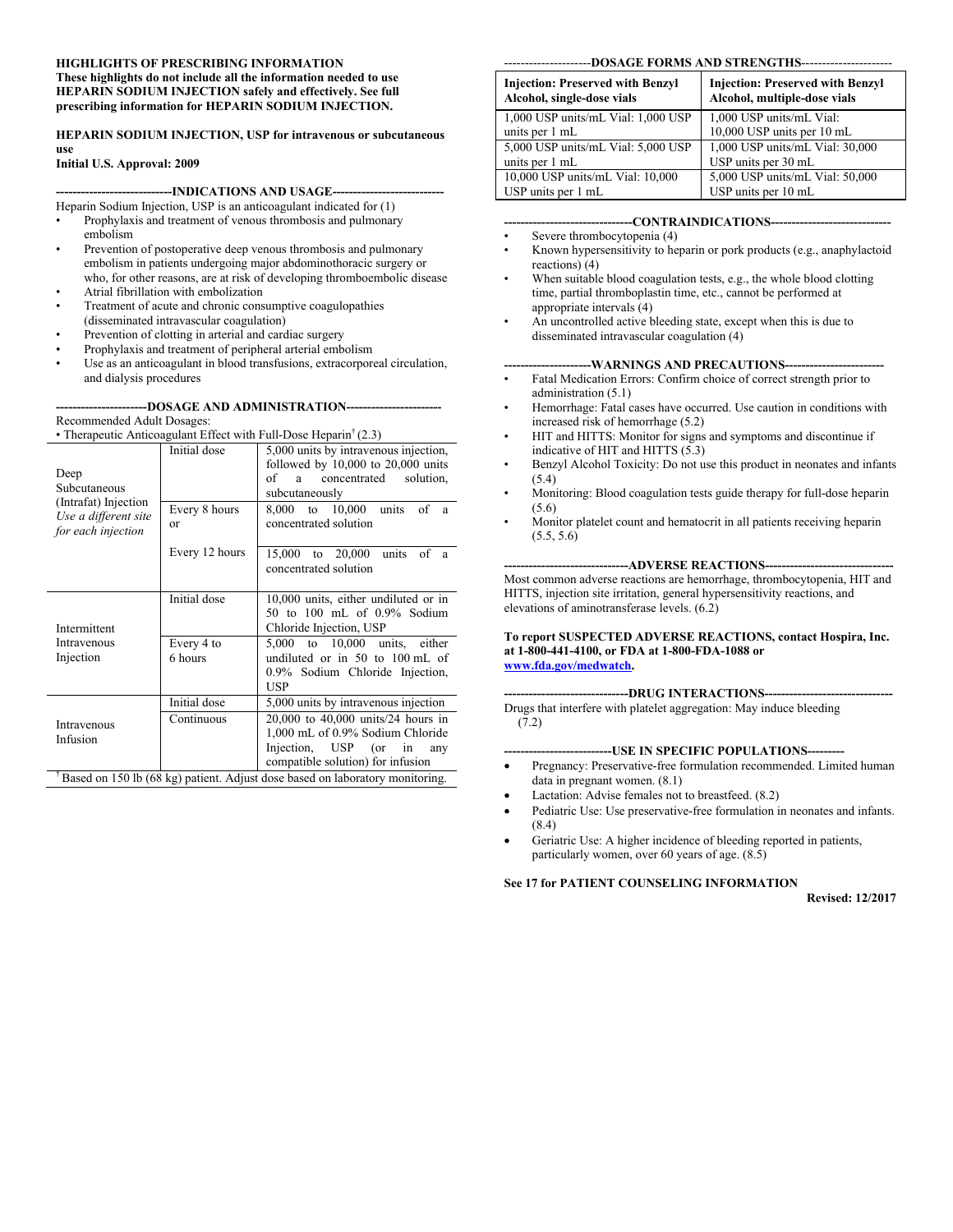**HIGHLIGHTS OF PRESCRIBING INFORMATION**
**These highlights do not include all the information needed to use HEPARIN SODIUM INJECTION safely and effectively. See full prescribing information for HEPARIN SODIUM INJECTION.**

**HEPARIN SODIUM INJECTION, USP for intravenous or subcutaneous use**
**Initial U.S. Approval: 2009**

## INDICATIONS AND USAGE

Heparin Sodium Injection, USP is an anticoagulant indicated for (1)

- Prophylaxis and treatment of venous thrombosis and pulmonary embolism
- Prevention of postoperative deep venous thrombosis and pulmonary embolism in patients undergoing major abdominothoracic surgery or who, for other reasons, are at risk of developing thromboembolic disease
- Atrial fibrillation with embolization
- Treatment of acute and chronic consumptive coagulopathies (disseminated intravascular coagulation)
- Prevention of clotting in arterial and cardiac surgery
- Prophylaxis and treatment of peripheral arterial embolism
- Use as an anticoagulant in blood transfusions, extracorporeal circulation, and dialysis procedures

## DOSAGE AND ADMINISTRATION

Recommended Adult Dosages:

• Therapeutic Anticoagulant Effect with Full-Dose Heparin† (2.3)

| | | |
|---|---|---|
| Deep Subcutaneous (Intrafat) Injection *Use a different site for each injection* | Initial dose | 5,000 units by intravenous injection, followed by 10,000 to 20,000 units of a concentrated solution, subcutaneously |
| | Every 8 hours or | 8,000 to 10,000 units of a concentrated solution |
| | Every 12 hours | 15,000 to 20,000 units of a concentrated solution |
| Intermittent Intravenous Injection | Initial dose | 10,000 units, either undiluted or in 50 to 100 mL of 0.9% Sodium Chloride Injection, USP |
| | Every 4 to 6 hours | 5,000 to 10,000 units, either undiluted or in 50 to 100 mL of 0.9% Sodium Chloride Injection, USP |
| Intravenous Infusion | Initial dose | 5,000 units by intravenous injection |
| | Continuous | 20,000 to 40,000 units/24 hours in 1,000 mL of 0.9% Sodium Chloride Injection, USP (or in any compatible solution) for infusion |

† Based on 150 lb (68 kg) patient. Adjust dose based on laboratory monitoring.

## DOSAGE FORMS AND STRENGTHS

| Injection: Preserved with Benzyl Alcohol, single-dose vials | Injection: Preserved with Benzyl Alcohol, multiple-dose vials |
|---|---|
| 1,000 USP units/mL Vial: 1,000 USP units per 1 mL | 1,000 USP units/mL Vial: 10,000 USP units per 10 mL |
| 5,000 USP units/mL Vial: 5,000 USP units per 1 mL | 1,000 USP units/mL Vial: 30,000 USP units per 30 mL |
| 10,000 USP units/mL Vial: 10,000 USP units per 1 mL | 5,000 USP units/mL Vial: 50,000 USP units per 10 mL |

## CONTRAINDICATIONS

- Severe thrombocytopenia (4)
- Known hypersensitivity to heparin or pork products (e.g., anaphylactoid reactions) (4)
- When suitable blood coagulation tests, e.g., the whole blood clotting time, partial thromboplastin time, etc., cannot be performed at appropriate intervals (4)
- An uncontrolled active bleeding state, except when this is due to disseminated intravascular coagulation (4)

## WARNINGS AND PRECAUTIONS

- Fatal Medication Errors: Confirm choice of correct strength prior to administration (5.1)
- Hemorrhage: Fatal cases have occurred. Use caution in conditions with increased risk of hemorrhage (5.2)
- HIT and HITTS: Monitor for signs and symptoms and discontinue if indicative of HIT and HITTS (5.3)
- Benzyl Alcohol Toxicity: Do not use this product in neonates and infants (5.4)
- Monitoring: Blood coagulation tests guide therapy for full-dose heparin (5.6)
- Monitor platelet count and hematocrit in all patients receiving heparin (5.5, 5.6)

## ADVERSE REACTIONS

Most common adverse reactions are hemorrhage, thrombocytopenia, HIT and HITTS, injection site irritation, general hypersensitivity reactions, and elevations of aminotransferase levels. (6.2)

**To report SUSPECTED ADVERSE REACTIONS, contact Hospira, Inc. at 1-800-441-4100, or FDA at 1-800-FDA-1088 or www.fda.gov/medwatch.**

## DRUG INTERACTIONS

Drugs that interfere with platelet aggregation: May induce bleeding (7.2)

## USE IN SPECIFIC POPULATIONS

- Pregnancy: Preservative-free formulation recommended. Limited human data in pregnant women. (8.1)
- Lactation: Advise females not to breastfeed. (8.2)
- Pediatric Use: Use preservative-free formulation in neonates and infants. (8.4)
- Geriatric Use: A higher incidence of bleeding reported in patients, particularly women, over 60 years of age. (8.5)

**See 17 for PATIENT COUNSELING INFORMATION**

**Revised: 12/2017**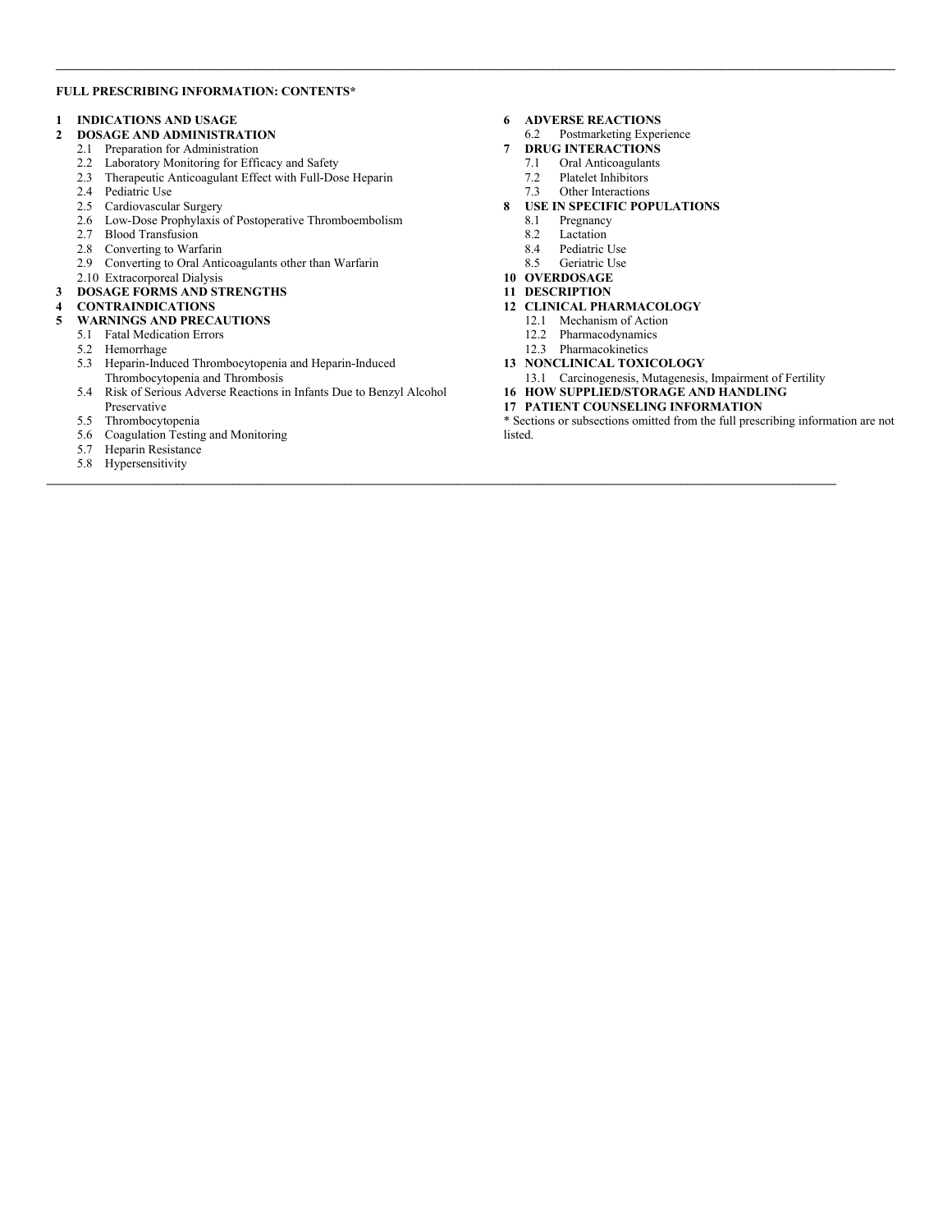**FULL PRESCRIBING INFORMATION: CONTENTS***

**1 INDICATIONS AND USAGE**

**2 DOSAGE AND ADMINISTRATION**
- 2.1 Preparation for Administration
- 2.2 Laboratory Monitoring for Efficacy and Safety
- 2.3 Therapeutic Anticoagulant Effect with Full-Dose Heparin
- 2.4 Pediatric Use
- 2.5 Cardiovascular Surgery
- 2.6 Low-Dose Prophylaxis of Postoperative Thromboembolism
- 2.7 Blood Transfusion
- 2.8 Converting to Warfarin
- 2.9 Converting to Oral Anticoagulants other than Warfarin
- 2.10 Extracorporeal Dialysis

**3 DOSAGE FORMS AND STRENGTHS**

**4 CONTRAINDICATIONS**

**5 WARNINGS AND PRECAUTIONS**
- 5.1 Fatal Medication Errors
- 5.2 Hemorrhage
- 5.3 Heparin-Induced Thrombocytopenia and Heparin-Induced Thrombocytopenia and Thrombosis
- 5.4 Risk of Serious Adverse Reactions in Infants Due to Benzyl Alcohol Preservative
- 5.5 Thrombocytopenia
- 5.6 Coagulation Testing and Monitoring
- 5.7 Heparin Resistance
- 5.8 Hypersensitivity

**6 ADVERSE REACTIONS**
- 6.2 Postmarketing Experience

**7 DRUG INTERACTIONS**
- 7.1 Oral Anticoagulants
- 7.2 Platelet Inhibitors
- 7.3 Other Interactions

**8 USE IN SPECIFIC POPULATIONS**
- 8.1 Pregnancy
- 8.2 Lactation
- 8.4 Pediatric Use
- 8.5 Geriatric Use

**10 OVERDOSAGE**

**11 DESCRIPTION**

**12 CLINICAL PHARMACOLOGY**
- 12.1 Mechanism of Action
- 12.2 Pharmacodynamics
- 12.3 Pharmacokinetics

**13 NONCLINICAL TOXICOLOGY**
- 13.1 Carcinogenesis, Mutagenesis, Impairment of Fertility

**16 HOW SUPPLIED/STORAGE AND HANDLING**

**17 PATIENT COUNSELING INFORMATION**

* Sections or subsections omitted from the full prescribing information are not listed.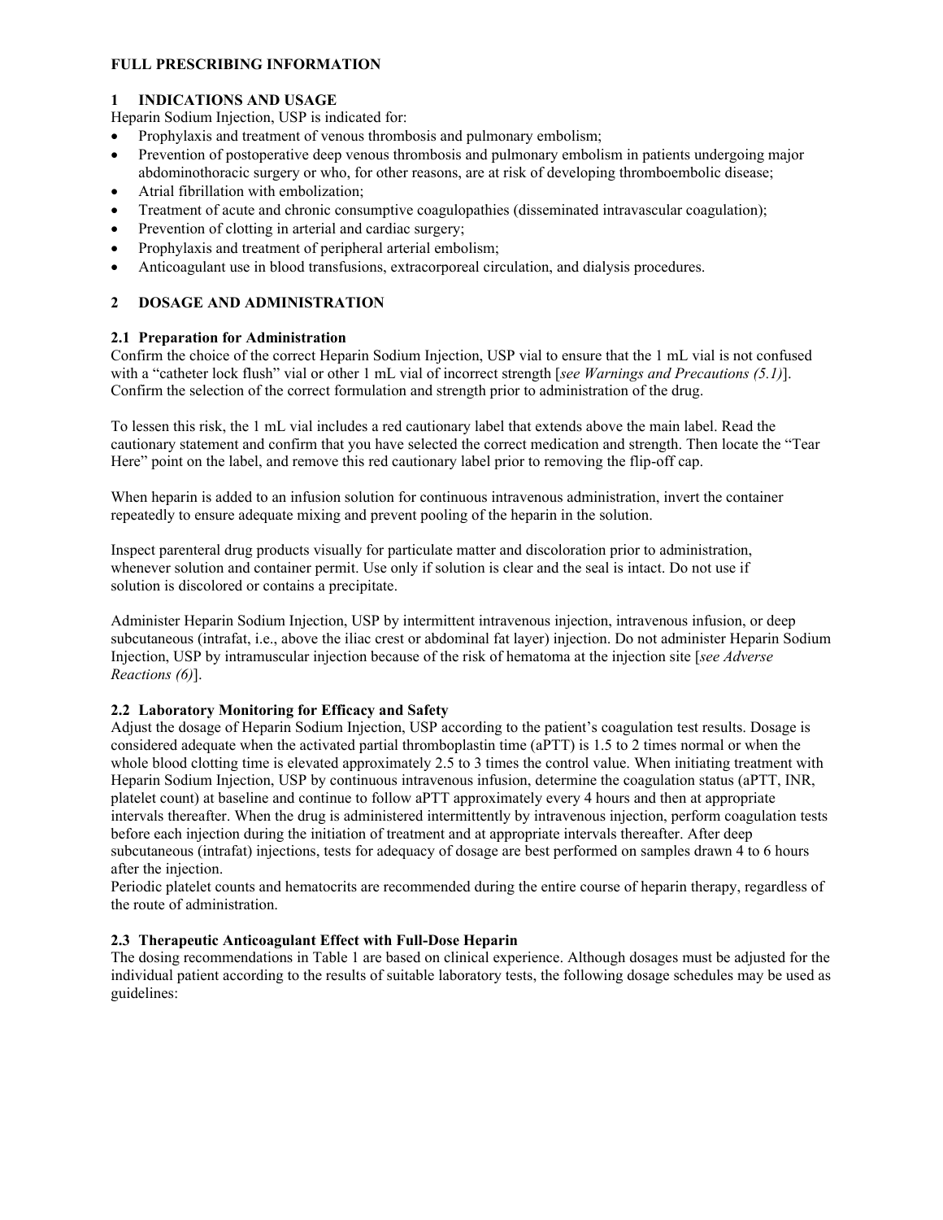# FULL PRESCRIBING INFORMATION

## 1 INDICATIONS AND USAGE

Heparin Sodium Injection, USP is indicated for:

- Prophylaxis and treatment of venous thrombosis and pulmonary embolism;
- Prevention of postoperative deep venous thrombosis and pulmonary embolism in patients undergoing major abdominothoracic surgery or who, for other reasons, are at risk of developing thromboembolic disease;
- Atrial fibrillation with embolization;
- Treatment of acute and chronic consumptive coagulopathies (disseminated intravascular coagulation);
- Prevention of clotting in arterial and cardiac surgery;
- Prophylaxis and treatment of peripheral arterial embolism;
- Anticoagulant use in blood transfusions, extracorporeal circulation, and dialysis procedures.

## 2 DOSAGE AND ADMINISTRATION

### 2.1 Preparation for Administration

Confirm the choice of the correct Heparin Sodium Injection, USP vial to ensure that the 1 mL vial is not confused with a "catheter lock flush" vial or other 1 mL vial of incorrect strength [*see Warnings and Precautions (5.1)*]. Confirm the selection of the correct formulation and strength prior to administration of the drug.

To lessen this risk, the 1 mL vial includes a red cautionary label that extends above the main label. Read the cautionary statement and confirm that you have selected the correct medication and strength. Then locate the "Tear Here" point on the label, and remove this red cautionary label prior to removing the flip-off cap.

When heparin is added to an infusion solution for continuous intravenous administration, invert the container repeatedly to ensure adequate mixing and prevent pooling of the heparin in the solution.

Inspect parenteral drug products visually for particulate matter and discoloration prior to administration, whenever solution and container permit. Use only if solution is clear and the seal is intact. Do not use if solution is discolored or contains a precipitate.

Administer Heparin Sodium Injection, USP by intermittent intravenous injection, intravenous infusion, or deep subcutaneous (intrafat, i.e., above the iliac crest or abdominal fat layer) injection. Do not administer Heparin Sodium Injection, USP by intramuscular injection because of the risk of hematoma at the injection site [*see Adverse Reactions (6)*].

### 2.2 Laboratory Monitoring for Efficacy and Safety

Adjust the dosage of Heparin Sodium Injection, USP according to the patient's coagulation test results. Dosage is considered adequate when the activated partial thromboplastin time (aPTT) is 1.5 to 2 times normal or when the whole blood clotting time is elevated approximately 2.5 to 3 times the control value. When initiating treatment with Heparin Sodium Injection, USP by continuous intravenous infusion, determine the coagulation status (aPTT, INR, platelet count) at baseline and continue to follow aPTT approximately every 4 hours and then at appropriate intervals thereafter. When the drug is administered intermittently by intravenous injection, perform coagulation tests before each injection during the initiation of treatment and at appropriate intervals thereafter. After deep subcutaneous (intrafat) injections, tests for adequacy of dosage are best performed on samples drawn 4 to 6 hours after the injection.

Periodic platelet counts and hematocrits are recommended during the entire course of heparin therapy, regardless of the route of administration.

### 2.3 Therapeutic Anticoagulant Effect with Full-Dose Heparin

The dosing recommendations in Table 1 are based on clinical experience. Although dosages must be adjusted for the individual patient according to the results of suitable laboratory tests, the following dosage schedules may be used as guidelines: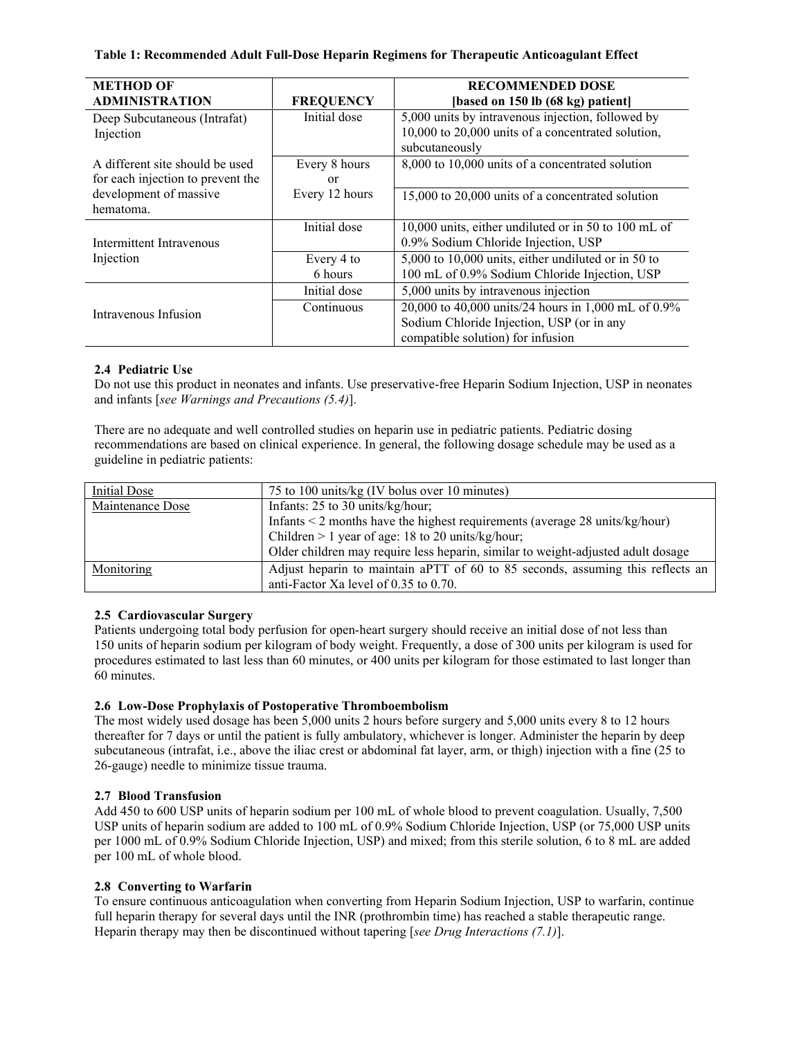**Table 1: Recommended Adult Full-Dose Heparin Regimens for Therapeutic Anticoagulant Effect**

| METHOD OF ADMINISTRATION | FREQUENCY | RECOMMENDED DOSE [based on 150 lb (68 kg) patient] |
|---|---|---|
| Deep Subcutaneous (Intrafat) Injection | Initial dose | 5,000 units by intravenous injection, followed by 10,000 to 20,000 units of a concentrated solution, subcutaneously |
| A different site should be used for each injection to prevent the development of massive hematoma. | Every 8 hours | 8,000 to 10,000 units of a concentrated solution |
| | or Every 12 hours | 15,000 to 20,000 units of a concentrated solution |
| Intermittent Intravenous Injection | Initial dose | 10,000 units, either undiluted or in 50 to 100 mL of 0.9% Sodium Chloride Injection, USP |
| | Every 4 to 6 hours | 5,000 to 10,000 units, either undiluted or in 50 to 100 mL of 0.9% Sodium Chloride Injection, USP |
| Intravenous Infusion | Initial dose | 5,000 units by intravenous injection |
| | Continuous | 20,000 to 40,000 units/24 hours in 1,000 mL of 0.9% Sodium Chloride Injection, USP (or in any compatible solution) for infusion |

### 2.4 Pediatric Use

Do not use this product in neonates and infants. Use preservative-free Heparin Sodium Injection, USP in neonates and infants [*see Warnings and Precautions (5.4)*].

There are no adequate and well controlled studies on heparin use in pediatric patients. Pediatric dosing recommendations are based on clinical experience. In general, the following dosage schedule may be used as a guideline in pediatric patients:

| | |
|---|---|
| Initial Dose | 75 to 100 units/kg (IV bolus over 10 minutes) |
| Maintenance Dose | Infants: 25 to 30 units/kg/hour;<br>Infants < 2 months have the highest requirements (average 28 units/kg/hour)<br>Children > 1 year of age: 18 to 20 units/kg/hour;<br>Older children may require less heparin, similar to weight-adjusted adult dosage |
| Monitoring | Adjust heparin to maintain aPTT of 60 to 85 seconds, assuming this reflects an anti-Factor Xa level of 0.35 to 0.70. |

### 2.5 Cardiovascular Surgery

Patients undergoing total body perfusion for open-heart surgery should receive an initial dose of not less than 150 units of heparin sodium per kilogram of body weight. Frequently, a dose of 300 units per kilogram is used for procedures estimated to last less than 60 minutes, or 400 units per kilogram for those estimated to last longer than 60 minutes.

### 2.6 Low-Dose Prophylaxis of Postoperative Thromboembolism

The most widely used dosage has been 5,000 units 2 hours before surgery and 5,000 units every 8 to 12 hours thereafter for 7 days or until the patient is fully ambulatory, whichever is longer. Administer the heparin by deep subcutaneous (intrafat, i.e., above the iliac crest or abdominal fat layer, arm, or thigh) injection with a fine (25 to 26-gauge) needle to minimize tissue trauma.

### 2.7 Blood Transfusion

Add 450 to 600 USP units of heparin sodium per 100 mL of whole blood to prevent coagulation. Usually, 7,500 USP units of heparin sodium are added to 100 mL of 0.9% Sodium Chloride Injection, USP (or 75,000 USP units per 1000 mL of 0.9% Sodium Chloride Injection, USP) and mixed; from this sterile solution, 6 to 8 mL are added per 100 mL of whole blood.

### 2.8 Converting to Warfarin

To ensure continuous anticoagulation when converting from Heparin Sodium Injection, USP to warfarin, continue full heparin therapy for several days until the INR (prothrombin time) has reached a stable therapeutic range. Heparin therapy may then be discontinued without tapering [*see Drug Interactions (7.1)*].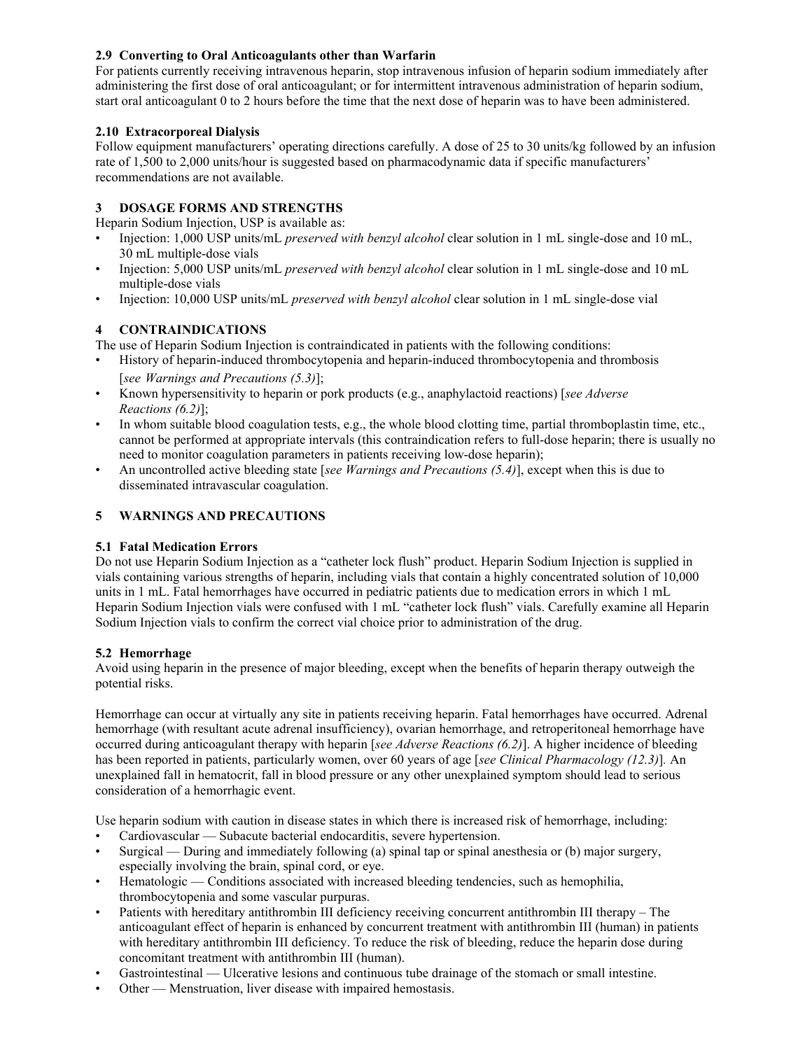### 2.9 Converting to Oral Anticoagulants other than Warfarin

For patients currently receiving intravenous heparin, stop intravenous infusion of heparin sodium immediately after administering the first dose of oral anticoagulant; or for intermittent intravenous administration of heparin sodium, start oral anticoagulant 0 to 2 hours before the time that the next dose of heparin was to have been administered.

### 2.10 Extracorporeal Dialysis

Follow equipment manufacturers' operating directions carefully. A dose of 25 to 30 units/kg followed by an infusion rate of 1,500 to 2,000 units/hour is suggested based on pharmacodynamic data if specific manufacturers' recommendations are not available.

## 3 DOSAGE FORMS AND STRENGTHS

Heparin Sodium Injection, USP is available as:

- Injection: 1,000 USP units/mL *preserved with benzyl alcohol* clear solution in 1 mL single-dose and 10 mL, 30 mL multiple-dose vials
- Injection: 5,000 USP units/mL *preserved with benzyl alcohol* clear solution in 1 mL single-dose and 10 mL multiple-dose vials
- Injection: 10,000 USP units/mL *preserved with benzyl alcohol* clear solution in 1 mL single-dose vial

## 4 CONTRAINDICATIONS

The use of Heparin Sodium Injection is contraindicated in patients with the following conditions:

- History of heparin-induced thrombocytopenia and heparin-induced thrombocytopenia and thrombosis [*see Warnings and Precautions (5.3)*];
- Known hypersensitivity to heparin or pork products (e.g., anaphylactoid reactions) [*see Adverse Reactions (6.2)*];
- In whom suitable blood coagulation tests, e.g., the whole blood clotting time, partial thromboplastin time, etc., cannot be performed at appropriate intervals (this contraindication refers to full-dose heparin; there is usually no need to monitor coagulation parameters in patients receiving low-dose heparin);
- An uncontrolled active bleeding state [*see Warnings and Precautions (5.4)*], except when this is due to disseminated intravascular coagulation.

## 5 WARNINGS AND PRECAUTIONS

### 5.1 Fatal Medication Errors

Do not use Heparin Sodium Injection as a "catheter lock flush" product. Heparin Sodium Injection is supplied in vials containing various strengths of heparin, including vials that contain a highly concentrated solution of 10,000 units in 1 mL. Fatal hemorrhages have occurred in pediatric patients due to medication errors in which 1 mL Heparin Sodium Injection vials were confused with 1 mL "catheter lock flush" vials. Carefully examine all Heparin Sodium Injection vials to confirm the correct vial choice prior to administration of the drug.

### 5.2 Hemorrhage

Avoid using heparin in the presence of major bleeding, except when the benefits of heparin therapy outweigh the potential risks.

Hemorrhage can occur at virtually any site in patients receiving heparin. Fatal hemorrhages have occurred. Adrenal hemorrhage (with resultant acute adrenal insufficiency), ovarian hemorrhage, and retroperitoneal hemorrhage have occurred during anticoagulant therapy with heparin [*see Adverse Reactions (6.2)*]. A higher incidence of bleeding has been reported in patients, particularly women, over 60 years of age [*see Clinical Pharmacology (12.3)*]. An unexplained fall in hematocrit, fall in blood pressure or any other unexplained symptom should lead to serious consideration of a hemorrhagic event.

Use heparin sodium with caution in disease states in which there is increased risk of hemorrhage, including:

- Cardiovascular — Subacute bacterial endocarditis, severe hypertension.
- Surgical — During and immediately following (a) spinal tap or spinal anesthesia or (b) major surgery, especially involving the brain, spinal cord, or eye.
- Hematologic — Conditions associated with increased bleeding tendencies, such as hemophilia, thrombocytopenia and some vascular purpuras.
- Patients with hereditary antithrombin III deficiency receiving concurrent antithrombin III therapy – The anticoagulant effect of heparin is enhanced by concurrent treatment with antithrombin III (human) in patients with hereditary antithrombin III deficiency. To reduce the risk of bleeding, reduce the heparin dose during concomitant treatment with antithrombin III (human).
- Gastrointestinal — Ulcerative lesions and continuous tube drainage of the stomach or small intestine.
- Other — Menstruation, liver disease with impaired hemostasis.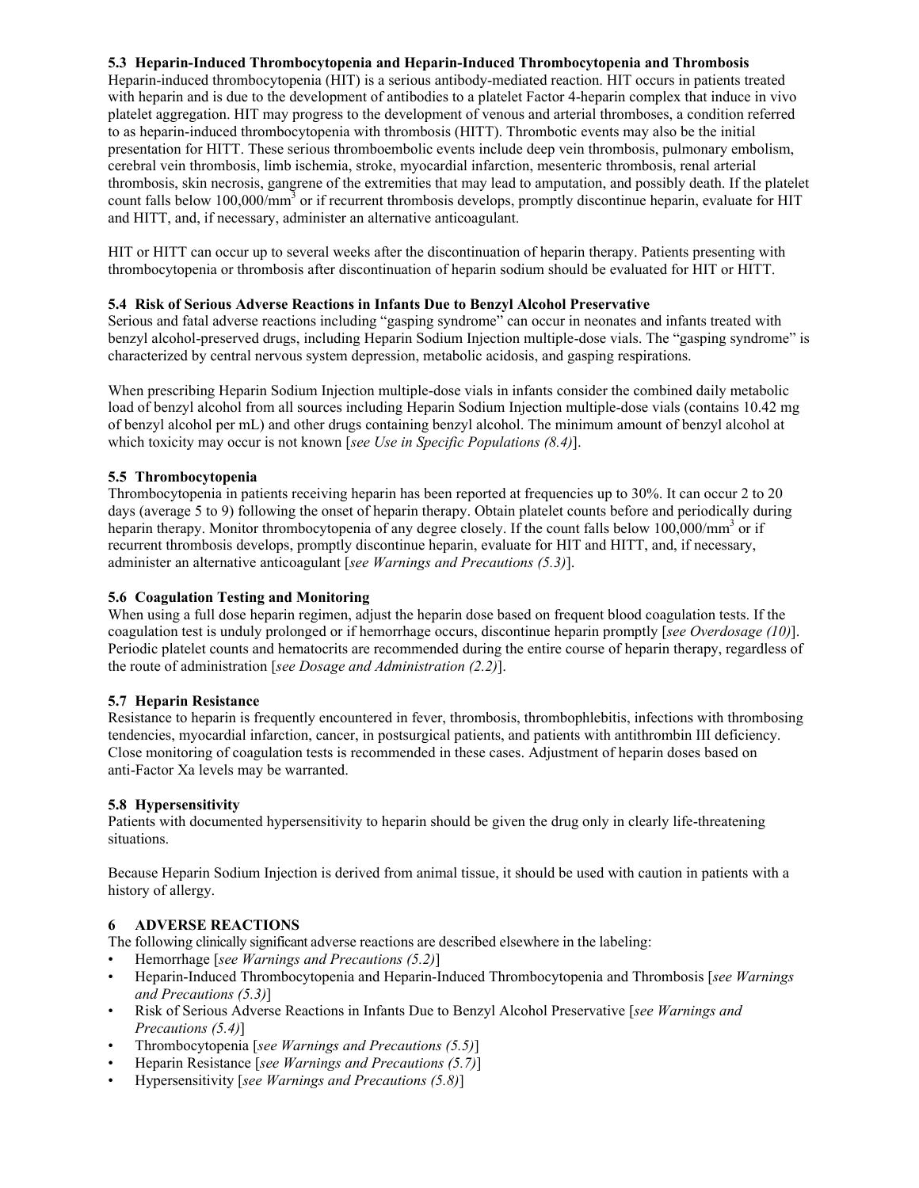### 5.3 Heparin-Induced Thrombocytopenia and Heparin-Induced Thrombocytopenia and Thrombosis

Heparin-induced thrombocytopenia (HIT) is a serious antibody-mediated reaction. HIT occurs in patients treated with heparin and is due to the development of antibodies to a platelet Factor 4-heparin complex that induce in vivo platelet aggregation. HIT may progress to the development of venous and arterial thromboses, a condition referred to as heparin-induced thrombocytopenia with thrombosis (HITT). Thrombotic events may also be the initial presentation for HITT. These serious thromboembolic events include deep vein thrombosis, pulmonary embolism, cerebral vein thrombosis, limb ischemia, stroke, myocardial infarction, mesenteric thrombosis, renal arterial thrombosis, skin necrosis, gangrene of the extremities that may lead to amputation, and possibly death. If the platelet count falls below $100{,}000/mm^3$ or if recurrent thrombosis develops, promptly discontinue heparin, evaluate for HIT and HITT, and, if necessary, administer an alternative anticoagulant.

HIT or HITT can occur up to several weeks after the discontinuation of heparin therapy. Patients presenting with thrombocytopenia or thrombosis after discontinuation of heparin sodium should be evaluated for HIT or HITT.

### 5.4 Risk of Serious Adverse Reactions in Infants Due to Benzyl Alcohol Preservative

Serious and fatal adverse reactions including "gasping syndrome" can occur in neonates and infants treated with benzyl alcohol-preserved drugs, including Heparin Sodium Injection multiple-dose vials. The "gasping syndrome" is characterized by central nervous system depression, metabolic acidosis, and gasping respirations.

When prescribing Heparin Sodium Injection multiple-dose vials in infants consider the combined daily metabolic load of benzyl alcohol from all sources including Heparin Sodium Injection multiple-dose vials (contains 10.42 mg of benzyl alcohol per mL) and other drugs containing benzyl alcohol. The minimum amount of benzyl alcohol at which toxicity may occur is not known [*see Use in Specific Populations (8.4)*].

### 5.5 Thrombocytopenia

Thrombocytopenia in patients receiving heparin has been reported at frequencies up to 30%. It can occur 2 to 20 days (average 5 to 9) following the onset of heparin therapy. Obtain platelet counts before and periodically during heparin therapy. Monitor thrombocytopenia of any degree closely. If the count falls below $100{,}000/mm^3$ or if recurrent thrombosis develops, promptly discontinue heparin, evaluate for HIT and HITT, and, if necessary, administer an alternative anticoagulant [*see Warnings and Precautions (5.3)*].

### 5.6 Coagulation Testing and Monitoring

When using a full dose heparin regimen, adjust the heparin dose based on frequent blood coagulation tests. If the coagulation test is unduly prolonged or if hemorrhage occurs, discontinue heparin promptly [*see Overdosage (10)*]. Periodic platelet counts and hematocrits are recommended during the entire course of heparin therapy, regardless of the route of administration [*see Dosage and Administration (2.2)*].

### 5.7 Heparin Resistance

Resistance to heparin is frequently encountered in fever, thrombosis, thrombophlebitis, infections with thrombosing tendencies, myocardial infarction, cancer, in postsurgical patients, and patients with antithrombin III deficiency. Close monitoring of coagulation tests is recommended in these cases. Adjustment of heparin doses based on anti-Factor Xa levels may be warranted.

### 5.8 Hypersensitivity

Patients with documented hypersensitivity to heparin should be given the drug only in clearly life-threatening situations.

Because Heparin Sodium Injection is derived from animal tissue, it should be used with caution in patients with a history of allergy.

## 6 ADVERSE REACTIONS

The following clinically significant adverse reactions are described elsewhere in the labeling:

- Hemorrhage [*see Warnings and Precautions (5.2)*]
- Heparin-Induced Thrombocytopenia and Heparin-Induced Thrombocytopenia and Thrombosis [*see Warnings and Precautions (5.3)*]
- Risk of Serious Adverse Reactions in Infants Due to Benzyl Alcohol Preservative [*see Warnings and Precautions (5.4)*]
- Thrombocytopenia [*see Warnings and Precautions (5.5)*]
- Heparin Resistance [*see Warnings and Precautions (5.7)*]
- Hypersensitivity [*see Warnings and Precautions (5.8)*]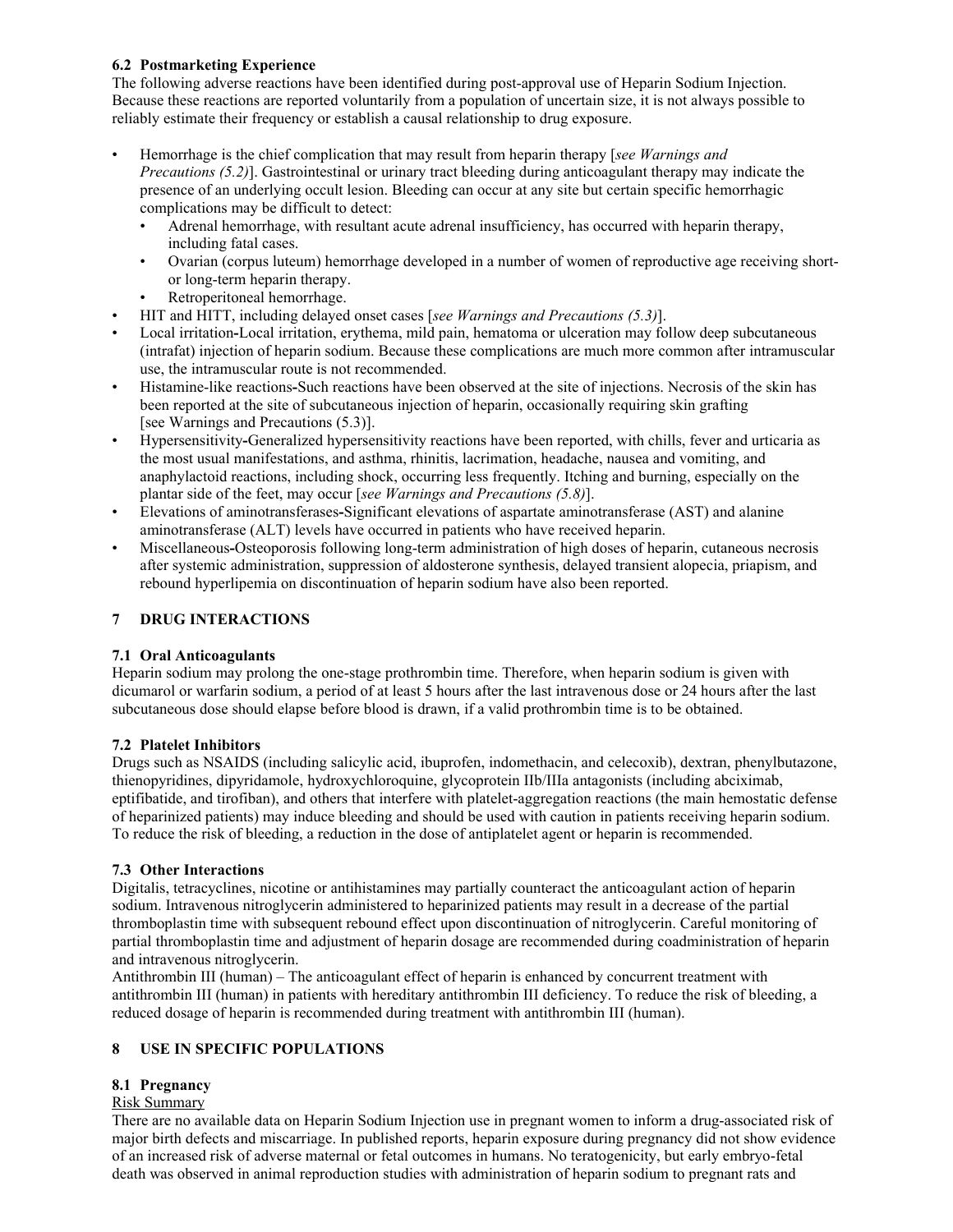### 6.2 Postmarketing Experience

The following adverse reactions have been identified during post-approval use of Heparin Sodium Injection. Because these reactions are reported voluntarily from a population of uncertain size, it is not always possible to reliably estimate their frequency or establish a causal relationship to drug exposure.

- Hemorrhage is the chief complication that may result from heparin therapy [*see Warnings and Precautions (5.2)*]. Gastrointestinal or urinary tract bleeding during anticoagulant therapy may indicate the presence of an underlying occult lesion. Bleeding can occur at any site but certain specific hemorrhagic complications may be difficult to detect:
  - Adrenal hemorrhage, with resultant acute adrenal insufficiency, has occurred with heparin therapy, including fatal cases.
  - Ovarian (corpus luteum) hemorrhage developed in a number of women of reproductive age receiving short- or long-term heparin therapy.
  - Retroperitoneal hemorrhage.
- HIT and HITT, including delayed onset cases [*see Warnings and Precautions (5.3)*].
- Local irritation**-**Local irritation, erythema, mild pain, hematoma or ulceration may follow deep subcutaneous (intrafat) injection of heparin sodium. Because these complications are much more common after intramuscular use, the intramuscular route is not recommended.
- Histamine-like reactions**-**Such reactions have been observed at the site of injections. Necrosis of the skin has been reported at the site of subcutaneous injection of heparin, occasionally requiring skin grafting [see Warnings and Precautions (5.3)].
- Hypersensitivity**-**Generalized hypersensitivity reactions have been reported, with chills, fever and urticaria as the most usual manifestations, and asthma, rhinitis, lacrimation, headache, nausea and vomiting, and anaphylactoid reactions, including shock, occurring less frequently. Itching and burning, especially on the plantar side of the feet, may occur [*see Warnings and Precautions (5.8)*].
- Elevations of aminotransferases**-**Significant elevations of aspartate aminotransferase (AST) and alanine aminotransferase (ALT) levels have occurred in patients who have received heparin.
- Miscellaneous**-**Osteoporosis following long-term administration of high doses of heparin, cutaneous necrosis after systemic administration, suppression of aldosterone synthesis, delayed transient alopecia, priapism, and rebound hyperlipemia on discontinuation of heparin sodium have also been reported.

## 7 DRUG INTERACTIONS

### 7.1 Oral Anticoagulants

Heparin sodium may prolong the one-stage prothrombin time. Therefore, when heparin sodium is given with dicumarol or warfarin sodium, a period of at least 5 hours after the last intravenous dose or 24 hours after the last subcutaneous dose should elapse before blood is drawn, if a valid prothrombin time is to be obtained.

### 7.2 Platelet Inhibitors

Drugs such as NSAIDS (including salicylic acid, ibuprofen, indomethacin, and celecoxib), dextran, phenylbutazone, thienopyridines, dipyridamole, hydroxychloroquine, glycoprotein IIb/IIIa antagonists (including abciximab, eptifibatide, and tirofiban), and others that interfere with platelet-aggregation reactions (the main hemostatic defense of heparinized patients) may induce bleeding and should be used with caution in patients receiving heparin sodium. To reduce the risk of bleeding, a reduction in the dose of antiplatelet agent or heparin is recommended.

### 7.3 Other Interactions

Digitalis, tetracyclines, nicotine or antihistamines may partially counteract the anticoagulant action of heparin sodium. Intravenous nitroglycerin administered to heparinized patients may result in a decrease of the partial thromboplastin time with subsequent rebound effect upon discontinuation of nitroglycerin. Careful monitoring of partial thromboplastin time and adjustment of heparin dosage are recommended during coadministration of heparin and intravenous nitroglycerin.

Antithrombin III (human) – The anticoagulant effect of heparin is enhanced by concurrent treatment with antithrombin III (human) in patients with hereditary antithrombin III deficiency. To reduce the risk of bleeding, a reduced dosage of heparin is recommended during treatment with antithrombin III (human).

## 8 USE IN SPECIFIC POPULATIONS

### 8.1 Pregnancy

Risk Summary

There are no available data on Heparin Sodium Injection use in pregnant women to inform a drug-associated risk of major birth defects and miscarriage. In published reports, heparin exposure during pregnancy did not show evidence of an increased risk of adverse maternal or fetal outcomes in humans. No teratogenicity, but early embryo-fetal death was observed in animal reproduction studies with administration of heparin sodium to pregnant rats and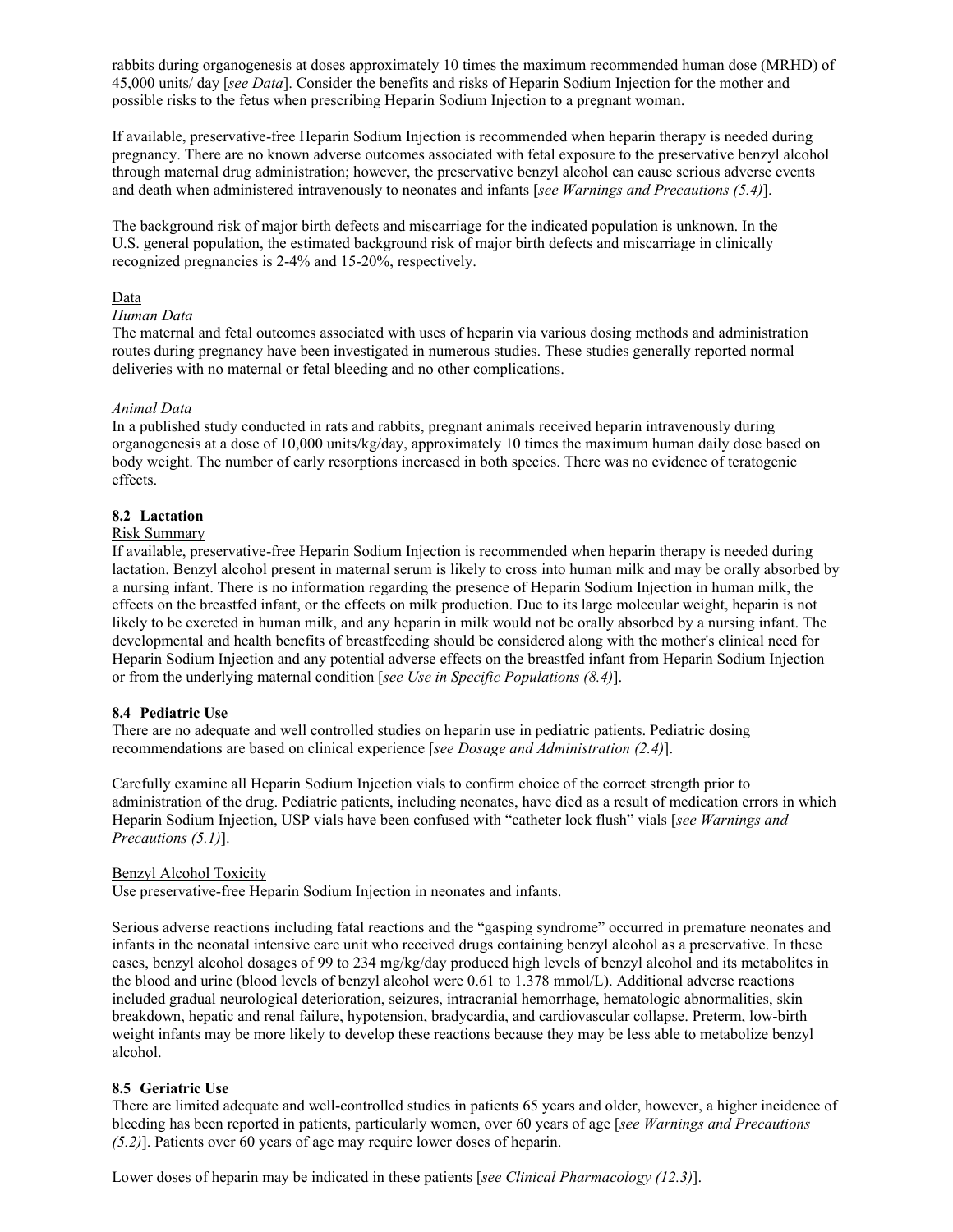rabbits during organogenesis at doses approximately 10 times the maximum recommended human dose (MRHD) of 45,000 units/ day [*see Data*]. Consider the benefits and risks of Heparin Sodium Injection for the mother and possible risks to the fetus when prescribing Heparin Sodium Injection to a pregnant woman.

If available, preservative-free Heparin Sodium Injection is recommended when heparin therapy is needed during pregnancy. There are no known adverse outcomes associated with fetal exposure to the preservative benzyl alcohol through maternal drug administration; however, the preservative benzyl alcohol can cause serious adverse events and death when administered intravenously to neonates and infants [*see Warnings and Precautions (5.4)*].

The background risk of major birth defects and miscarriage for the indicated population is unknown. In the U.S. general population, the estimated background risk of major birth defects and miscarriage in clinically recognized pregnancies is 2-4% and 15-20%, respectively.

<u>Data</u>

*Human Data*

The maternal and fetal outcomes associated with uses of heparin via various dosing methods and administration routes during pregnancy have been investigated in numerous studies. These studies generally reported normal deliveries with no maternal or fetal bleeding and no other complications.

*Animal Data*

In a published study conducted in rats and rabbits, pregnant animals received heparin intravenously during organogenesis at a dose of 10,000 units/kg/day, approximately 10 times the maximum human daily dose based on body weight. The number of early resorptions increased in both species. There was no evidence of teratogenic effects.

### 8.2 Lactation

<u>Risk Summary</u>

If available, preservative-free Heparin Sodium Injection is recommended when heparin therapy is needed during lactation. Benzyl alcohol present in maternal serum is likely to cross into human milk and may be orally absorbed by a nursing infant. There is no information regarding the presence of Heparin Sodium Injection in human milk, the effects on the breastfed infant, or the effects on milk production. Due to its large molecular weight, heparin is not likely to be excreted in human milk, and any heparin in milk would not be orally absorbed by a nursing infant. The developmental and health benefits of breastfeeding should be considered along with the mother's clinical need for Heparin Sodium Injection and any potential adverse effects on the breastfed infant from Heparin Sodium Injection or from the underlying maternal condition [*see Use in Specific Populations (8.4)*].

### 8.4 Pediatric Use

There are no adequate and well controlled studies on heparin use in pediatric patients. Pediatric dosing recommendations are based on clinical experience [*see Dosage and Administration (2.4)*].

Carefully examine all Heparin Sodium Injection vials to confirm choice of the correct strength prior to administration of the drug. Pediatric patients, including neonates, have died as a result of medication errors in which Heparin Sodium Injection, USP vials have been confused with "catheter lock flush" vials [*see Warnings and Precautions (5.1)*].

<u>Benzyl Alcohol Toxicity</u>

Use preservative-free Heparin Sodium Injection in neonates and infants.

Serious adverse reactions including fatal reactions and the "gasping syndrome" occurred in premature neonates and infants in the neonatal intensive care unit who received drugs containing benzyl alcohol as a preservative. In these cases, benzyl alcohol dosages of 99 to 234 mg/kg/day produced high levels of benzyl alcohol and its metabolites in the blood and urine (blood levels of benzyl alcohol were 0.61 to 1.378 mmol/L). Additional adverse reactions included gradual neurological deterioration, seizures, intracranial hemorrhage, hematologic abnormalities, skin breakdown, hepatic and renal failure, hypotension, bradycardia, and cardiovascular collapse. Preterm, low-birth weight infants may be more likely to develop these reactions because they may be less able to metabolize benzyl alcohol.

### 8.5 Geriatric Use

There are limited adequate and well-controlled studies in patients 65 years and older, however, a higher incidence of bleeding has been reported in patients, particularly women, over 60 years of age [*see Warnings and Precautions (5.2)*]. Patients over 60 years of age may require lower doses of heparin.

Lower doses of heparin may be indicated in these patients [*see Clinical Pharmacology (12.3)*].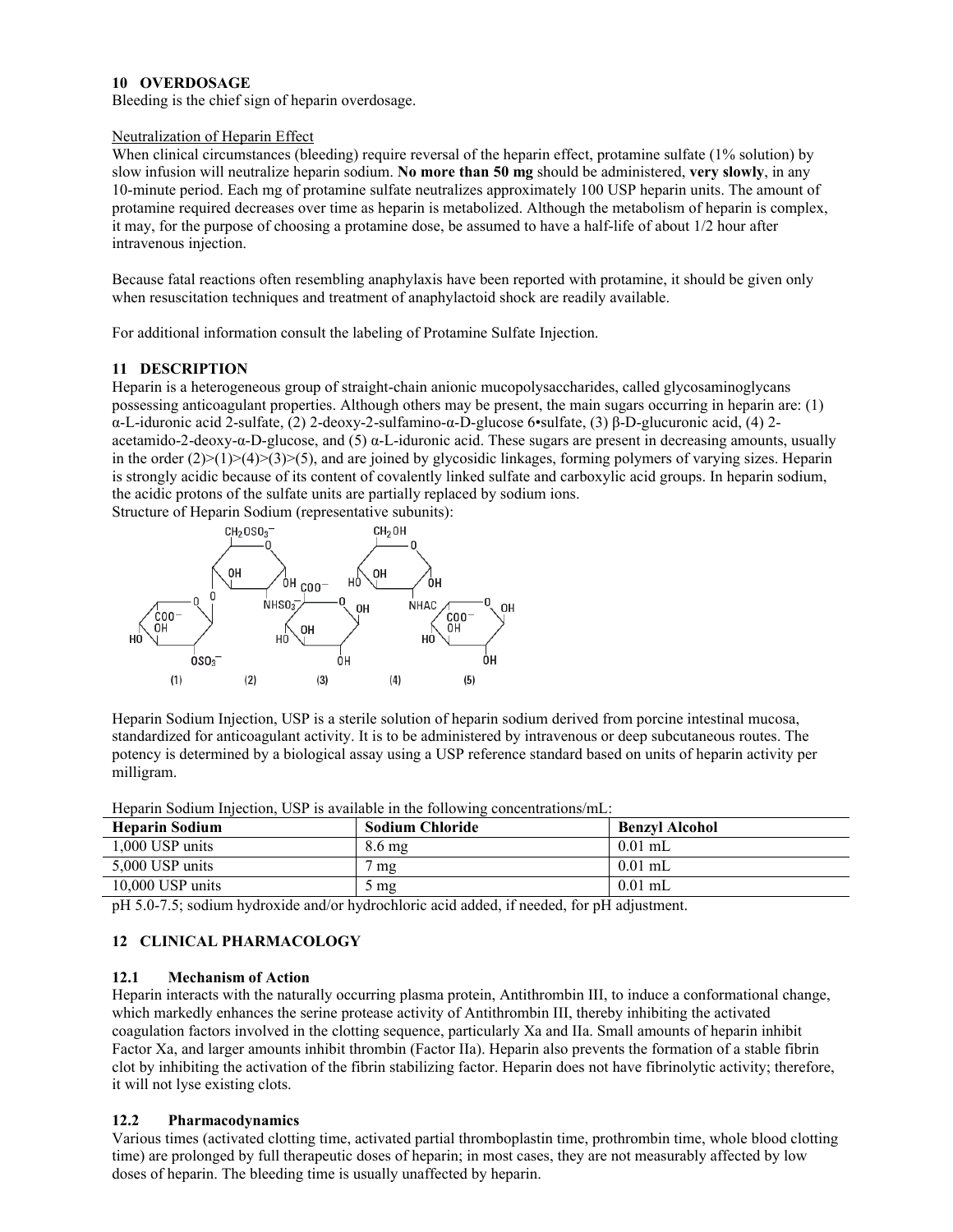## 10 OVERDOSAGE

Bleeding is the chief sign of heparin overdosage.

Neutralization of Heparin Effect

When clinical circumstances (bleeding) require reversal of the heparin effect, protamine sulfate (1% solution) by slow infusion will neutralize heparin sodium. **No more than 50 mg** should be administered, **very slowly**, in any 10-minute period. Each mg of protamine sulfate neutralizes approximately 100 USP heparin units. The amount of protamine required decreases over time as heparin is metabolized. Although the metabolism of heparin is complex, it may, for the purpose of choosing a protamine dose, be assumed to have a half-life of about 1/2 hour after intravenous injection.

Because fatal reactions often resembling anaphylaxis have been reported with protamine, it should be given only when resuscitation techniques and treatment of anaphylactoid shock are readily available.

For additional information consult the labeling of Protamine Sulfate Injection.

## 11 DESCRIPTION

Heparin is a heterogeneous group of straight-chain anionic mucopolysaccharides, called glycosaminoglycans possessing anticoagulant properties. Although others may be present, the main sugars occurring in heparin are: (1) α-L-iduronic acid 2-sulfate, (2) 2-deoxy-2-sulfamino-α-D-glucose 6•sulfate, (3) β-D-glucuronic acid, (4) 2-acetamido-2-deoxy-α-D-glucose, and (5) α-L-iduronic acid. These sugars are present in decreasing amounts, usually in the order (2)>(1)>(4)>(3)>(5), and are joined by glycosidic linkages, forming polymers of varying sizes. Heparin is strongly acidic because of its content of covalently linked sulfate and carboxylic acid groups. In heparin sodium, the acidic protons of the sulfate units are partially replaced by sodium ions.

Structure of Heparin Sodium (representative subunits):

(1) (2) (3) (4) (5)

Heparin Sodium Injection, USP is a sterile solution of heparin sodium derived from porcine intestinal mucosa, standardized for anticoagulant activity. It is to be administered by intravenous or deep subcutaneous routes. The potency is determined by a biological assay using a USP reference standard based on units of heparin activity per milligram.

Heparin Sodium Injection, USP is available in the following concentrations/mL:

| Heparin Sodium | Sodium Chloride | Benzyl Alcohol |
|---|---|---|
| 1,000 USP units | 8.6 mg | 0.01 mL |
| 5,000 USP units | 7 mg | 0.01 mL |
| 10,000 USP units | 5 mg | 0.01 mL |

pH 5.0-7.5; sodium hydroxide and/or hydrochloric acid added, if needed, for pH adjustment.

## 12 CLINICAL PHARMACOLOGY

### 12.1 Mechanism of Action

Heparin interacts with the naturally occurring plasma protein, Antithrombin III, to induce a conformational change, which markedly enhances the serine protease activity of Antithrombin III, thereby inhibiting the activated coagulation factors involved in the clotting sequence, particularly Xa and IIa. Small amounts of heparin inhibit Factor Xa, and larger amounts inhibit thrombin (Factor IIa). Heparin also prevents the formation of a stable fibrin clot by inhibiting the activation of the fibrin stabilizing factor. Heparin does not have fibrinolytic activity; therefore, it will not lyse existing clots.

### 12.2 Pharmacodynamics

Various times (activated clotting time, activated partial thromboplastin time, prothrombin time, whole blood clotting time) are prolonged by full therapeutic doses of heparin; in most cases, they are not measurably affected by low doses of heparin. The bleeding time is usually unaffected by heparin.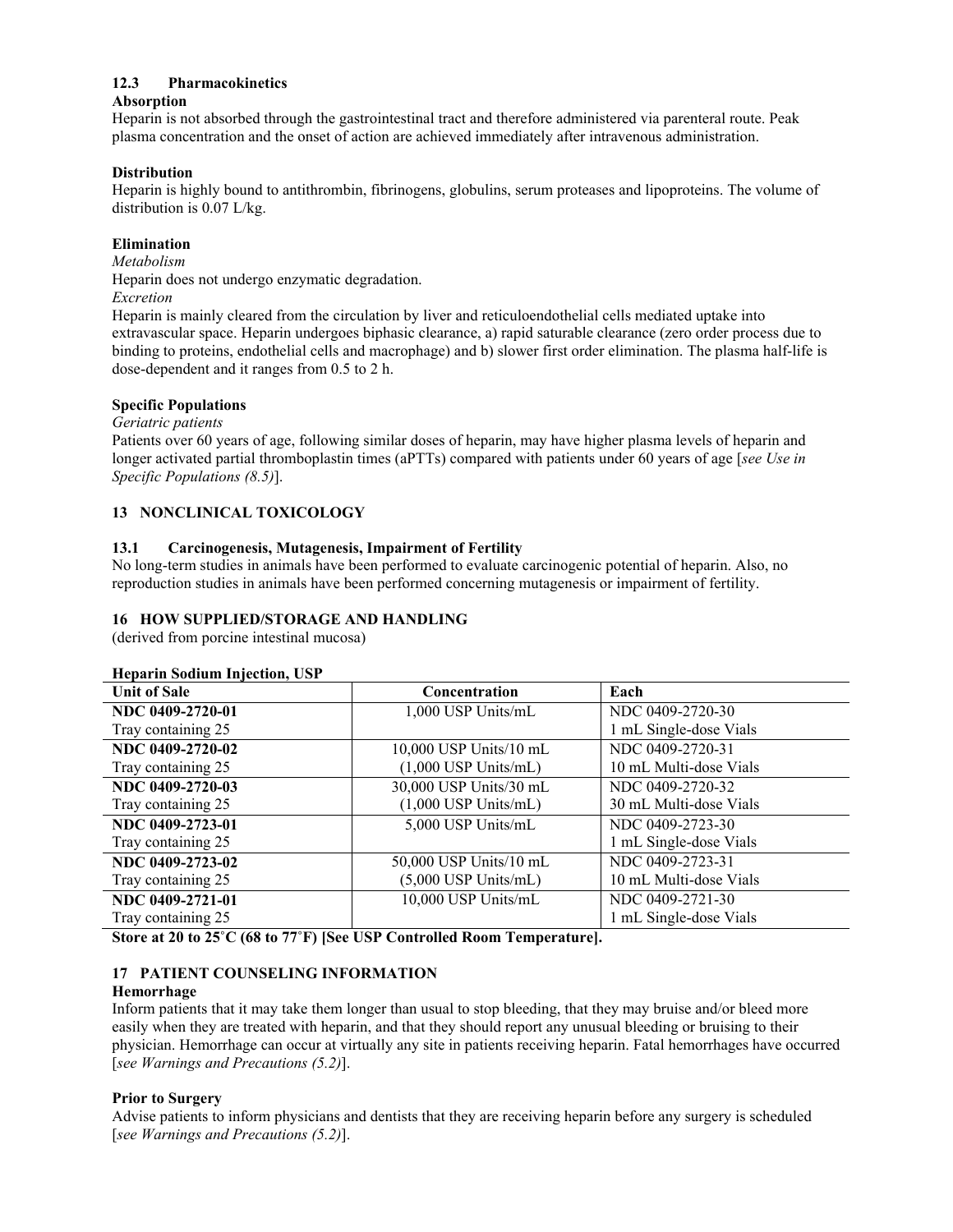### 12.3 Pharmacokinetics

**Absorption**

Heparin is not absorbed through the gastrointestinal tract and therefore administered via parenteral route. Peak plasma concentration and the onset of action are achieved immediately after intravenous administration.

**Distribution**

Heparin is highly bound to antithrombin, fibrinogens, globulins, serum proteases and lipoproteins. The volume of distribution is 0.07 L/kg.

**Elimination**

*Metabolism*

Heparin does not undergo enzymatic degradation.

*Excretion*

Heparin is mainly cleared from the circulation by liver and reticuloendothelial cells mediated uptake into extravascular space. Heparin undergoes biphasic clearance, a) rapid saturable clearance (zero order process due to binding to proteins, endothelial cells and macrophage) and b) slower first order elimination. The plasma half-life is dose-dependent and it ranges from 0.5 to 2 h.

**Specific Populations**

*Geriatric patients*

Patients over 60 years of age, following similar doses of heparin, may have higher plasma levels of heparin and longer activated partial thromboplastin times (aPTTs) compared with patients under 60 years of age [*see Use in Specific Populations (8.5)*].

## 13 NONCLINICAL TOXICOLOGY

### 13.1 Carcinogenesis, Mutagenesis, Impairment of Fertility

No long-term studies in animals have been performed to evaluate carcinogenic potential of heparin. Also, no reproduction studies in animals have been performed concerning mutagenesis or impairment of fertility.

## 16 HOW SUPPLIED/STORAGE AND HANDLING

(derived from porcine intestinal mucosa)

**Heparin Sodium Injection, USP**

| Unit of Sale | Concentration | Each |
|---|---|---|
| **NDC 0409-2720-01** Tray containing 25 | 1,000 USP Units/mL | NDC 0409-2720-30 1 mL Single-dose Vials |
| **NDC 0409-2720-02** Tray containing 25 | 10,000 USP Units/10 mL (1,000 USP Units/mL) | NDC 0409-2720-31 10 mL Multi-dose Vials |
| **NDC 0409-2720-03** Tray containing 25 | 30,000 USP Units/30 mL (1,000 USP Units/mL) | NDC 0409-2720-32 30 mL Multi-dose Vials |
| **NDC 0409-2723-01** Tray containing 25 | 5,000 USP Units/mL | NDC 0409-2723-30 1 mL Single-dose Vials |
| **NDC 0409-2723-02** Tray containing 25 | 50,000 USP Units/10 mL (5,000 USP Units/mL) | NDC 0409-2723-31 10 mL Multi-dose Vials |
| **NDC 0409-2721-01** Tray containing 25 | 10,000 USP Units/mL | NDC 0409-2721-30 1 mL Single-dose Vials |

**Store at 20 to 25°C (68 to 77°F) [See USP Controlled Room Temperature].**

## 17 PATIENT COUNSELING INFORMATION

**Hemorrhage**

Inform patients that it may take them longer than usual to stop bleeding, that they may bruise and/or bleed more easily when they are treated with heparin, and that they should report any unusual bleeding or bruising to their physician. Hemorrhage can occur at virtually any site in patients receiving heparin. Fatal hemorrhages have occurred [*see Warnings and Precautions (5.2)*].

**Prior to Surgery**

Advise patients to inform physicians and dentists that they are receiving heparin before any surgery is scheduled [*see Warnings and Precautions (5.2)*].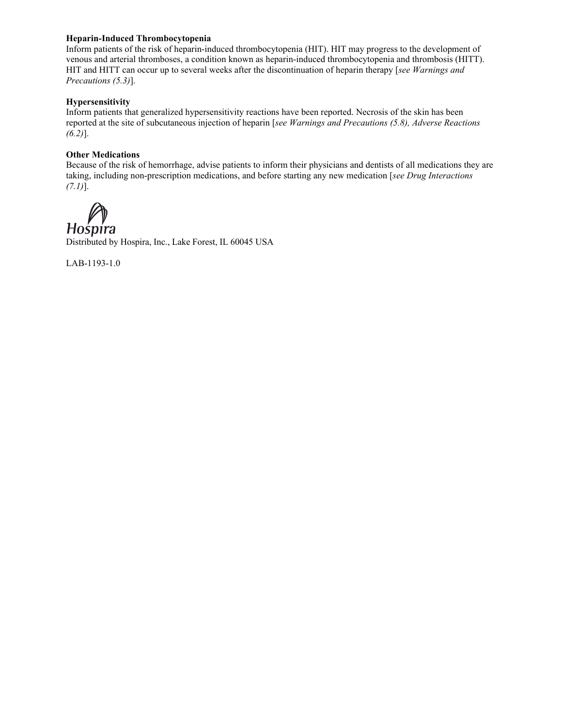**Heparin-Induced Thrombocytopenia**

Inform patients of the risk of heparin-induced thrombocytopenia (HIT). HIT may progress to the development of venous and arterial thromboses, a condition known as heparin-induced thrombocytopenia and thrombosis (HITT). HIT and HITT can occur up to several weeks after the discontinuation of heparin therapy [*see Warnings and Precautions (5.3)*].

**Hypersensitivity**

Inform patients that generalized hypersensitivity reactions have been reported. Necrosis of the skin has been reported at the site of subcutaneous injection of heparin [*see Warnings and Precautions (5.8), Adverse Reactions (6.2)*].

**Other Medications**

Because of the risk of hemorrhage, advise patients to inform their physicians and dentists of all medications they are taking, including non-prescription medications, and before starting any new medication [*see Drug Interactions (7.1)*].

Hospira

Distributed by Hospira, Inc., Lake Forest, IL 60045 USA

LAB-1193-1.0